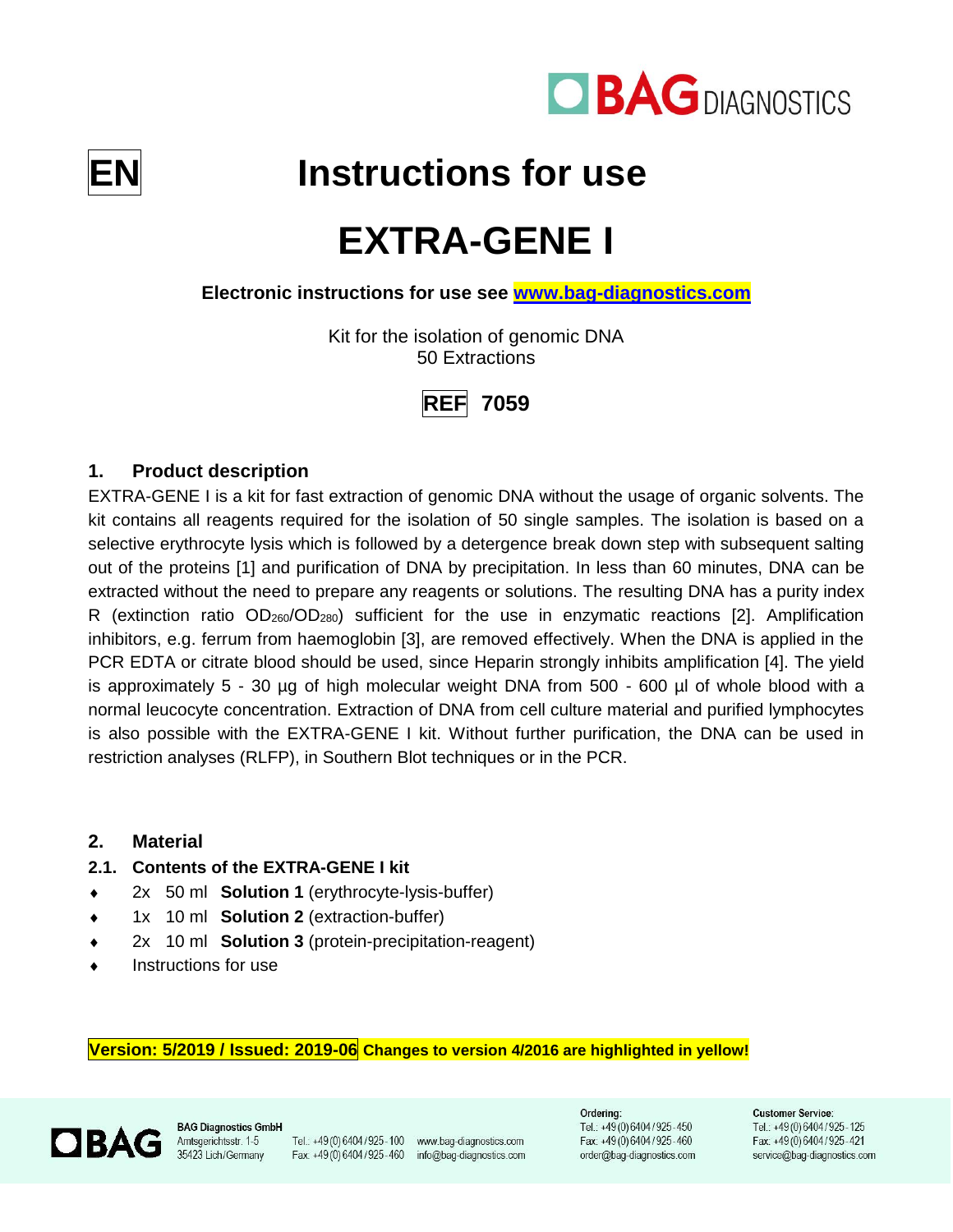EN

# Instructions for use

# EXTRA-GENE I

**Electronic instructions for use see [www.bag-diagnostics.com](http://www.bag-diagnostics.com)**

Kit for the isolation of genomic DNA
50 Extractions

**REF 7059**

## 1. Product description

EXTRA-GENE I is a kit for fast extraction of genomic DNA without the usage of organic solvents. The kit contains all reagents required for the isolation of 50 single samples. The isolation is based on a selective erythrocyte lysis which is followed by a detergence break down step with subsequent salting out of the proteins [1] and purification of DNA by precipitation. In less than 60 minutes, DNA can be extracted without the need to prepare any reagents or solutions. The resulting DNA has a purity index R (extinction ratio $OD_{260}/OD_{280}$) sufficient for the use in enzymatic reactions [2]. Amplification inhibitors, e.g. ferrum from haemoglobin [3], are removed effectively. When the DNA is applied in the PCR EDTA or citrate blood should be used, since Heparin strongly inhibits amplification [4]. The yield is approximately 5 - 30 µg of high molecular weight DNA from 500 - 600 µl of whole blood with a normal leucocyte concentration. Extraction of DNA from cell culture material and purified lymphocytes is also possible with the EXTRA-GENE I kit. Without further purification, the DNA can be used in restriction analyses (RLFP), in Southern Blot techniques or in the PCR.

## 2. Material

### 2.1. Contents of the EXTRA-GENE I kit

- 2x 50 ml **Solution 1** (erythrocyte-lysis-buffer)
- 1x 10 ml **Solution 2** (extraction-buffer)
- 2x 10 ml **Solution 3** (protein-precipitation-reagent)
- Instructions for use

**Version: 5/2019 / Issued: 2019-06 Changes to version 4/2016 are highlighted in yellow!**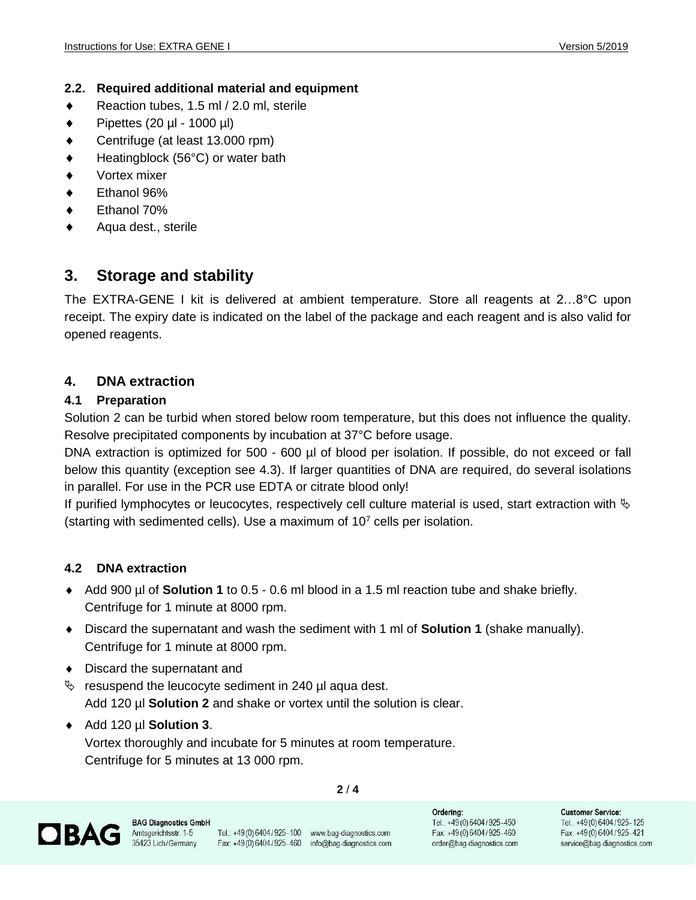### 2.2. Required additional material and equipment

- Reaction tubes, 1.5 ml / 2.0 ml, sterile
- Pipettes (20 µl - 1000 µl)
- Centrifuge (at least 13.000 rpm)
- Heatingblock (56°C) or water bath
- Vortex mixer
- Ethanol 96%
- Ethanol 70%
- Aqua dest., sterile

## 3. Storage and stability

The EXTRA-GENE I kit is delivered at ambient temperature. Store all reagents at 2…8°C upon receipt. The expiry date is indicated on the label of the package and each reagent and is also valid for opened reagents.

## 4. DNA extraction

### 4.1 Preparation

Solution 2 can be turbid when stored below room temperature, but this does not influence the quality. Resolve precipitated components by incubation at 37°C before usage.

DNA extraction is optimized for 500 - 600 µl of blood per isolation. If possible, do not exceed or fall below this quantity (exception see 4.3). If larger quantities of DNA are required, do several isolations in parallel. For use in the PCR use EDTA or citrate blood only!

If purified lymphocytes or leucocytes, respectively cell culture material is used, start extraction with ➴ (starting with sedimented cells). Use a maximum of $10^7$ cells per isolation.

### 4.2 DNA extraction

- Add 900 µl of **Solution 1** to 0.5 - 0.6 ml blood in a 1.5 ml reaction tube and shake briefly. Centrifuge for 1 minute at 8000 rpm.
- Discard the supernatant and wash the sediment with 1 ml of **Solution 1** (shake manually). Centrifuge for 1 minute at 8000 rpm.
- Discard the supernatant and

➴ resuspend the leucocyte sediment in 240 µl aqua dest.
Add 120 µl **Solution 2** and shake or vortex until the solution is clear.

- Add 120 µl **Solution 3**.
  Vortex thoroughly and incubate for 5 minutes at room temperature.
  Centrifuge for 5 minutes at 13 000 rpm.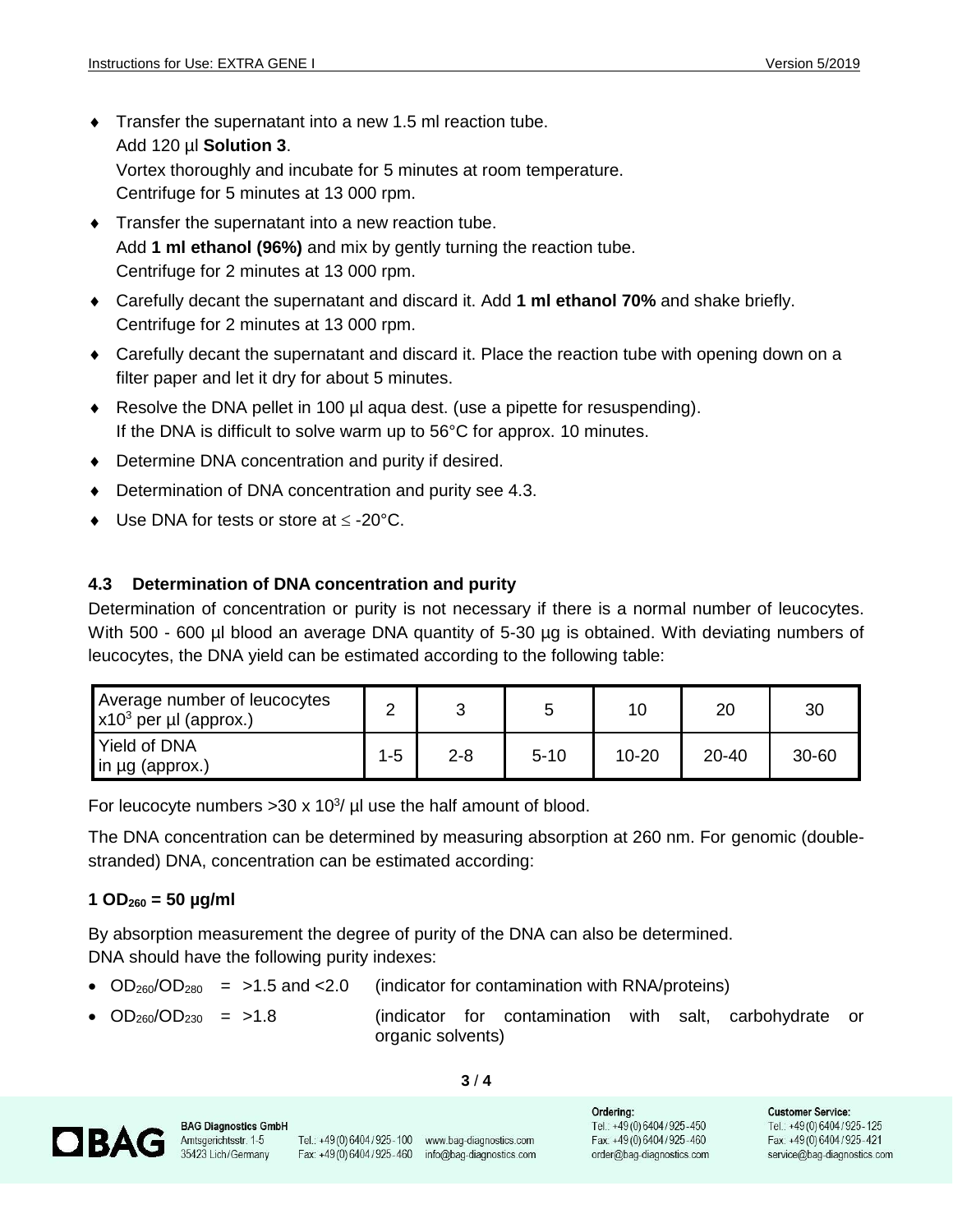- Transfer the supernatant into a new 1.5 ml reaction tube.
  Add 120 µl **Solution 3**.
  Vortex thoroughly and incubate for 5 minutes at room temperature.
  Centrifuge for 5 minutes at 13 000 rpm.
- Transfer the supernatant into a new reaction tube.
  Add **1 ml ethanol (96%)** and mix by gently turning the reaction tube.
  Centrifuge for 2 minutes at 13 000 rpm.
- Carefully decant the supernatant and discard it. Add **1 ml ethanol 70%** and shake briefly.
  Centrifuge for 2 minutes at 13 000 rpm.
- Carefully decant the supernatant and discard it. Place the reaction tube with opening down on a filter paper and let it dry for about 5 minutes.
- Resolve the DNA pellet in 100 µl aqua dest. (use a pipette for resuspending).
  If the DNA is difficult to solve warm up to 56°C for approx. 10 minutes.
- Determine DNA concentration and purity if desired.
- Determination of DNA concentration and purity see 4.3.
- Use DNA for tests or store at ≤ -20°C.

### 4.3 Determination of DNA concentration and purity

Determination of concentration or purity is not necessary if there is a normal number of leucocytes. With 500 - 600 µl blood an average DNA quantity of 5-30 µg is obtained. With deviating numbers of leucocytes, the DNA yield can be estimated according to the following table:

| | | | | | | |
|---|---|---|---|---|---|---|
| Average number of leucocytes $x10^3$ per µl (approx.) | 2 | 3 | 5 | 10 | 20 | 30 |
| Yield of DNA in µg (approx.) | 1-5 | 2-8 | 5-10 | 10-20 | 20-40 | 30-60 |

For leucocyte numbers >30 x $10^3$/ µl use the half amount of blood.

The DNA concentration can be determined by measuring absorption at 260 nm. For genomic (double-stranded) DNA, concentration can be estimated according:

**1 $OD_{260}$ = 50 µg/ml**

By absorption measurement the degree of purity of the DNA can also be determined.
DNA should have the following purity indexes:

- $OD_{260}/OD_{280}$ = >1.5 and <2.0 (indicator for contamination with RNA/proteins)
- $OD_{260}/OD_{230}$ = >1.8 (indicator for contamination with salt, carbohydrate or organic solvents)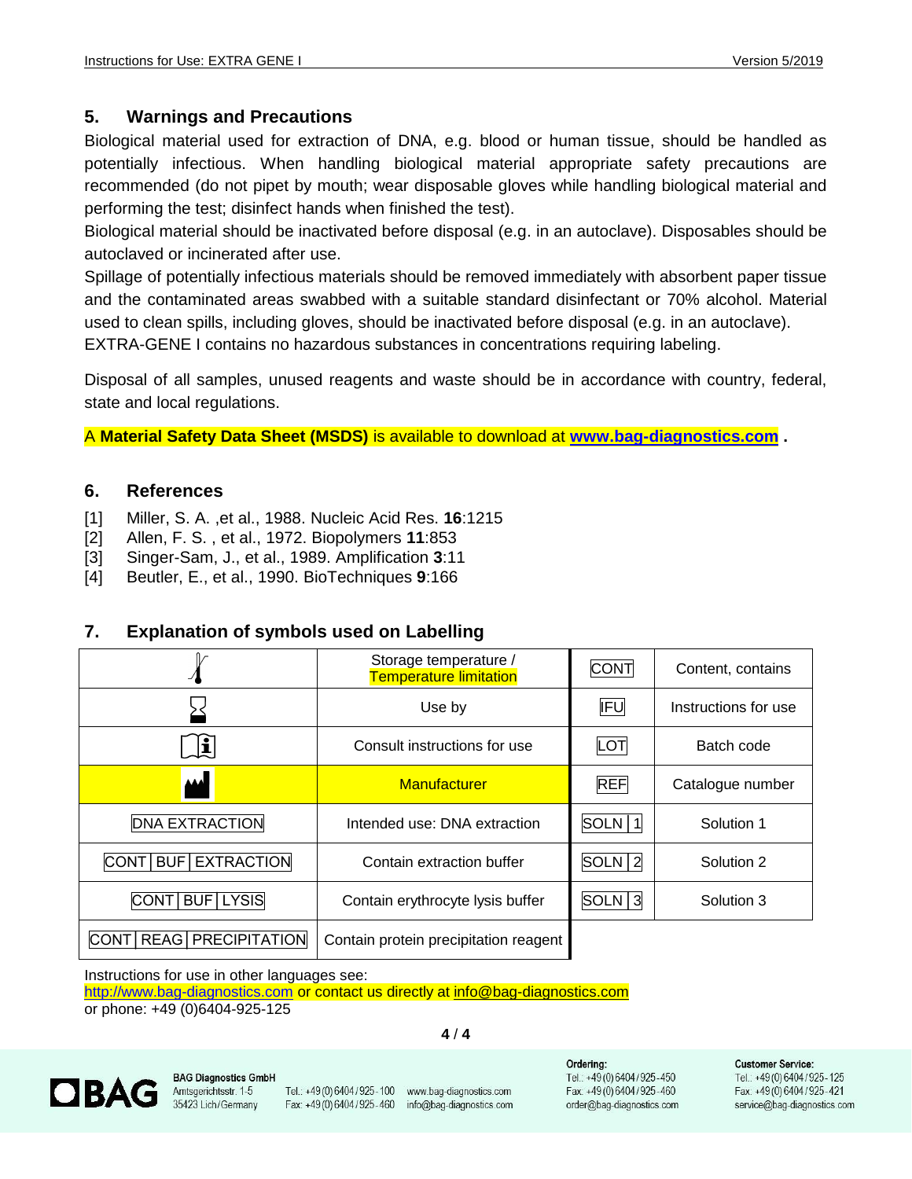## 5. Warnings and Precautions

Biological material used for extraction of DNA, e.g. blood or human tissue, should be handled as potentially infectious. When handling biological material appropriate safety precautions are recommended (do not pipet by mouth; wear disposable gloves while handling biological material and performing the test; disinfect hands when finished the test).

Biological material should be inactivated before disposal (e.g. in an autoclave). Disposables should be autoclaved or incinerated after use.

Spillage of potentially infectious materials should be removed immediately with absorbent paper tissue and the contaminated areas swabbed with a suitable standard disinfectant or 70% alcohol. Material used to clean spills, including gloves, should be inactivated before disposal (e.g. in an autoclave).

EXTRA-GENE I contains no hazardous substances in concentrations requiring labeling.

Disposal of all samples, unused reagents and waste should be in accordance with country, federal, state and local regulations.

A **Material Safety Data Sheet (MSDS)** is available to download at **www.bag-diagnostics.com** **.**

## 6. References

[1] Miller, S. A. ,et al., 1988. Nucleic Acid Res. **16**:1215
[2] Allen, F. S. , et al., 1972. Biopolymers **11**:853
[3] Singer-Sam, J., et al., 1989. Amplification **3**:11
[4] Beutler, E., et al., 1990. BioTechniques **9**:166

## 7. Explanation of symbols used on Labelling

| | | | |
|---|---|---|---|
| | Storage temperature / Temperature limitation | CONT | Content, contains |
| | Use by | IFU | Instructions for use |
| | Consult instructions for use | LOT | Batch code |
| | Manufacturer | REF | Catalogue number |
| DNA EXTRACTION | Intended use: DNA extraction | SOLN 1 | Solution 1 |
| CONT BUF EXTRACTION | Contain extraction buffer | SOLN 2 | Solution 2 |
| CONT BUF LYSIS | Contain erythrocyte lysis buffer | SOLN 3 | Solution 3 |
| CONT REAG PRECIPITATION | Contain protein precipitation reagent | | |

Instructions for use in other languages see:
http://www.bag-diagnostics.com or contact us directly at info@bag-diagnostics.com
or phone: +49 (0)6404-925-125